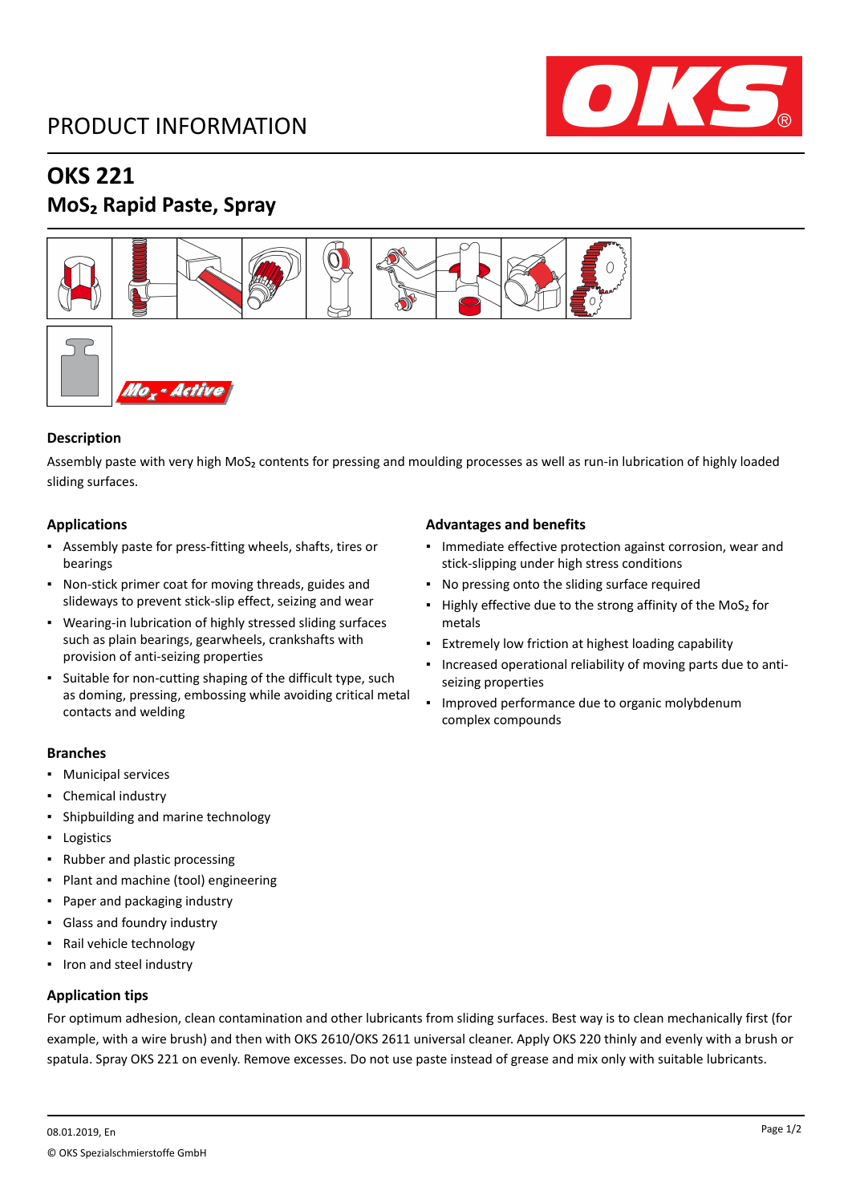PRODUCT INFORMATION

# OKS 221

## $MoS_2$ Rapid Paste, Spray

### Description

Assembly paste with very high $MoS_2$ contents for pressing and moulding processes as well as run-in lubrication of highly loaded sliding surfaces.

### Applications

- Assembly paste for press-fitting wheels, shafts, tires or bearings
- Non-stick primer coat for moving threads, guides and slideways to prevent stick-slip effect, seizing and wear
- Wearing-in lubrication of highly stressed sliding surfaces such as plain bearings, gearwheels, crankshafts with provision of anti-seizing properties
- Suitable for non-cutting shaping of the difficult type, such as doming, pressing, embossing while avoiding critical metal contacts and welding

### Advantages and benefits

- Immediate effective protection against corrosion, wear and stick-slipping under high stress conditions
- No pressing onto the sliding surface required
- Highly effective due to the strong affinity of the $MoS_2$ for metals
- Extremely low friction at highest loading capability
- Increased operational reliability of moving parts due to anti-seizing properties
- Improved performance due to organic molybdenum complex compounds

### Branches

- Municipal services
- Chemical industry
- Shipbuilding and marine technology
- Logistics
- Rubber and plastic processing
- Plant and machine (tool) engineering
- Paper and packaging industry
- Glass and foundry industry
- Rail vehicle technology
- Iron and steel industry

### Application tips

For optimum adhesion, clean contamination and other lubricants from sliding surfaces. Best way is to clean mechanically first (for example, with a wire brush) and then with OKS 2610/OKS 2611 universal cleaner. Apply OKS 220 thinly and evenly with a brush or spatula. Spray OKS 221 on evenly. Remove excesses. Do not use paste instead of grease and mix only with suitable lubricants.

08.01.2019, En

© OKS Spezialschmierstoffe GmbH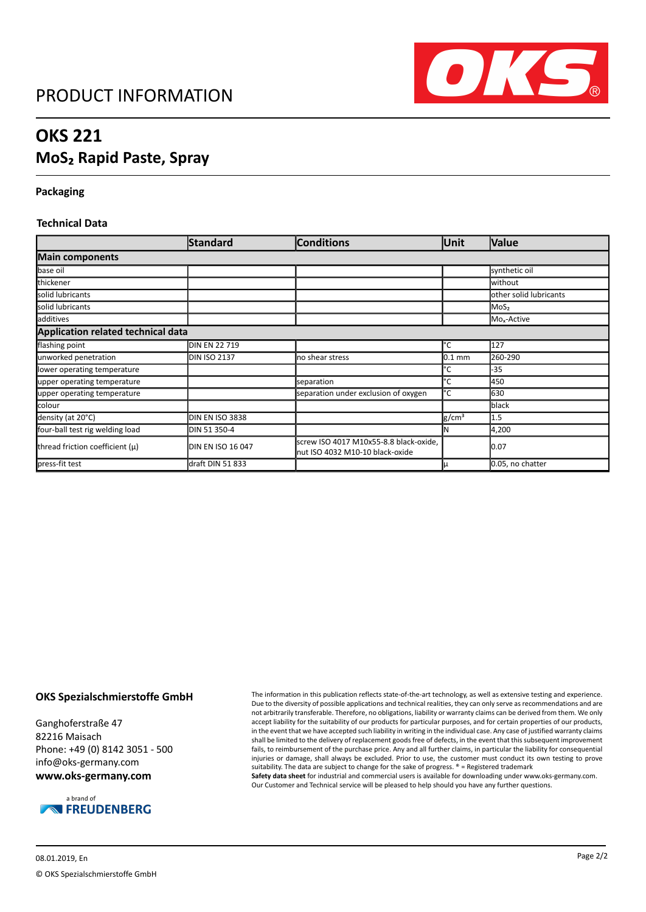PRODUCT INFORMATION

# OKS 221

## $MoS_2$ Rapid Paste, Spray

### Packaging

### Technical Data

| | Standard | Conditions | Unit | Value |
|---|---|---|---|---|
| **Main components** | | | | |
| base oil | | | | synthetic oil |
| thickener | | | | without |
| solid lubricants | | | | other solid lubricants |
| solid lubricants | | | | $MoS_2$ |
| additives | | | | $Mo_x$-Active |
| **Application related technical data** | | | | |
| flashing point | DIN EN 22 719 | | °C | 127 |
| unworked penetration | DIN ISO 2137 | no shear stress | 0.1 mm | 260-290 |
| lower operating temperature | | | °C | -35 |
| upper operating temperature | | separation | °C | 450 |
| upper operating temperature | | separation under exclusion of oxygen | °C | 630 |
| colour | | | | black |
| density (at 20°C) | DIN EN ISO 3838 | | $g/cm^3$ | 1.5 |
| four-ball test rig welding load | DIN 51 350-4 | | N | 4,200 |
| thread friction coefficient (µ) | DIN EN ISO 16 047 | screw ISO 4017 M10x55-8.8 black-oxide, nut ISO 4032 M10-10 black-oxide | | 0.07 |
| press-fit test | draft DIN 51 833 | | µ | 0.05, no chatter |

**OKS Spezialschmierstoffe GmbH**

Ganghoferstraße 47
82216 Maisach
Phone: +49 (0) 8142 3051 - 500
info@oks-germany.com
**www.oks-germany.com**

a brand of FREUDENBERG

The information in this publication reflects state-of-the-art technology, as well as extensive testing and experience. Due to the diversity of possible applications and technical realities, they can only serve as recommendations and are not arbitrarily transferable. Therefore, no obligations, liability or warranty claims can be derived from them. We only accept liability for the suitability of our products for particular purposes, and for certain properties of our products, in the event that we have accepted such liability in writing in the individual case. Any case of justified warranty claims shall be limited to the delivery of replacement goods free of defects, in the event that this subsequent improvement fails, to reimbursement of the purchase price. Any and all further claims, in particular the liability for consequential injuries or damage, shall always be excluded. Prior to use, the customer must conduct its own testing to prove suitability. The data are subject to change for the sake of progress. ® = Registered trademark
**Safety data sheet** for industrial and commercial users is available for downloading under www.oks-germany.com. Our Customer and Technical service will be pleased to help should you have any further questions.

08.01.2019, En

© OKS Spezialschmierstoffe GmbH